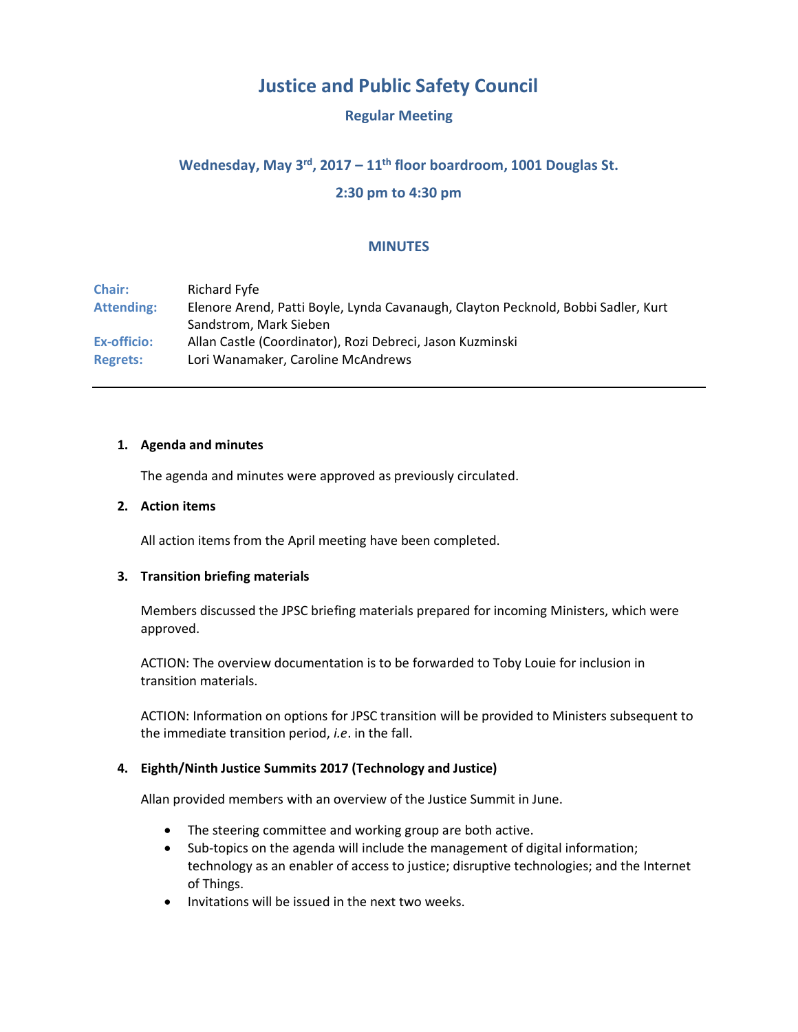# Justice and Public Safety Council

## Regular Meeting

### Wednesday, May 3rd, 2017 – 11th floor boardroom, 1001 Douglas St.

### 2:30 pm to 4:30 pm

### MINUTES

| | |
|---|---|
| **Chair:** | Richard Fyfe |
| **Attending:** | Elenore Arend, Patti Boyle, Lynda Cavanaugh, Clayton Pecknold, Bobbi Sadler, Kurt Sandstrom, Mark Sieben |
| **Ex-officio:** | Allan Castle (Coordinator), Rozi Debreci, Jason Kuzminski |
| **Regrets:** | Lori Wanamaker, Caroline McAndrews |

---

1. **Agenda and minutes**

   The agenda and minutes were approved as previously circulated.

2. **Action items**

   All action items from the April meeting have been completed.

3. **Transition briefing materials**

   Members discussed the JPSC briefing materials prepared for incoming Ministers, which were approved.

   ACTION: The overview documentation is to be forwarded to Toby Louie for inclusion in transition materials.

   ACTION: Information on options for JPSC transition will be provided to Ministers subsequent to the immediate transition period, *i.e*. in the fall.

4. **Eighth/Ninth Justice Summits 2017 (Technology and Justice)**

   Allan provided members with an overview of the Justice Summit in June.

   - The steering committee and working group are both active.
   - Sub-topics on the agenda will include the management of digital information; technology as an enabler of access to justice; disruptive technologies; and the Internet of Things.
   - Invitations will be issued in the next two weeks.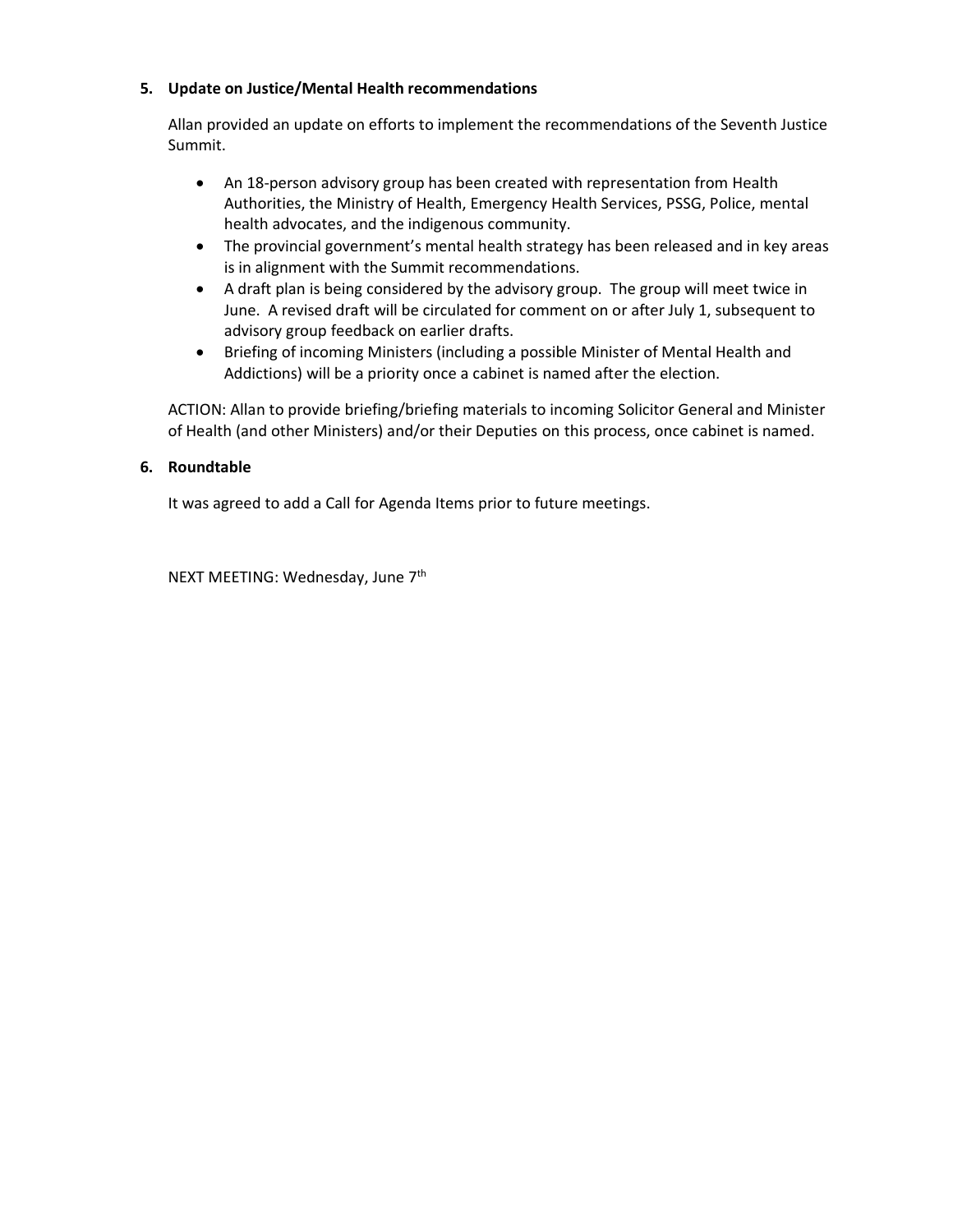**5. Update on Justice/Mental Health recommendations**

Allan provided an update on efforts to implement the recommendations of the Seventh Justice Summit.

- An 18-person advisory group has been created with representation from Health Authorities, the Ministry of Health, Emergency Health Services, PSSG, Police, mental health advocates, and the indigenous community.
- The provincial government's mental health strategy has been released and in key areas is in alignment with the Summit recommendations.
- A draft plan is being considered by the advisory group. The group will meet twice in June. A revised draft will be circulated for comment on or after July 1, subsequent to advisory group feedback on earlier drafts.
- Briefing of incoming Ministers (including a possible Minister of Mental Health and Addictions) will be a priority once a cabinet is named after the election.

ACTION: Allan to provide briefing/briefing materials to incoming Solicitor General and Minister of Health (and other Ministers) and/or their Deputies on this process, once cabinet is named.

**6. Roundtable**

It was agreed to add a Call for Agenda Items prior to future meetings.

NEXT MEETING: Wednesday, June 7th